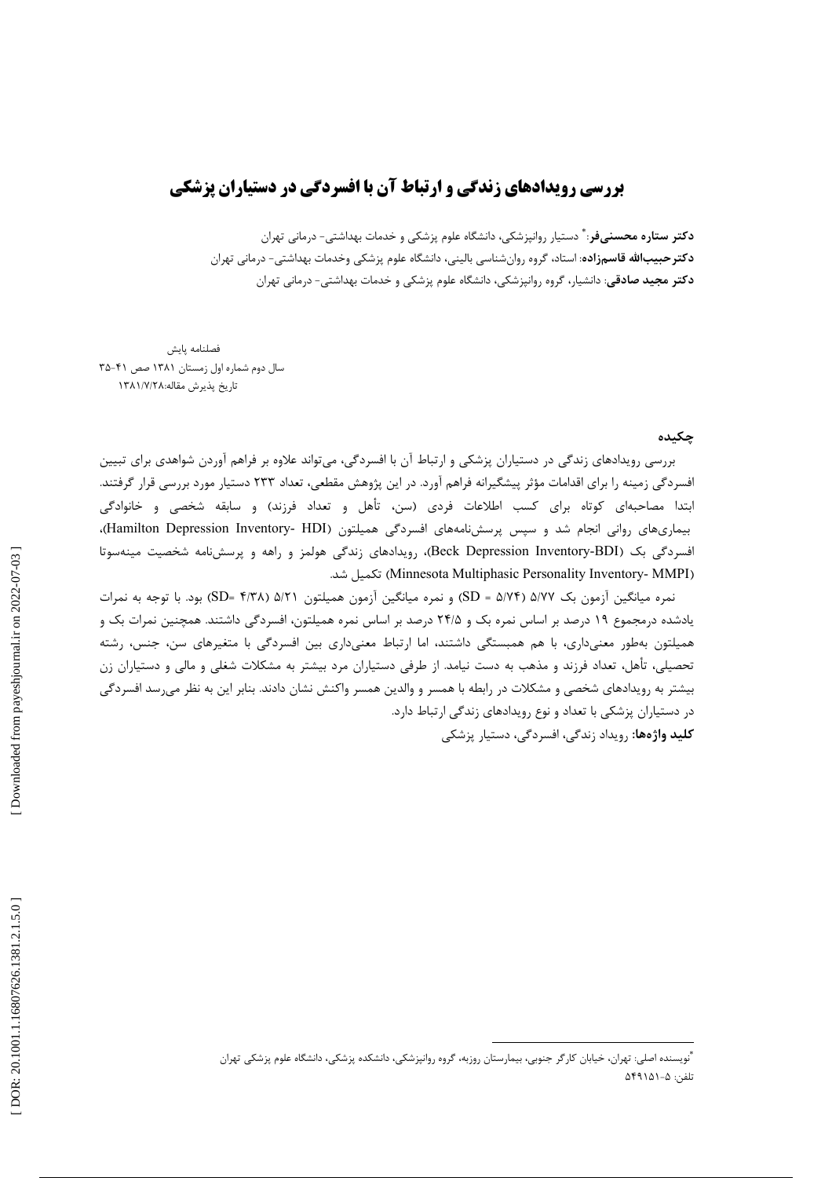# بررسی رویدادهای زندگی و ارتباط آن با افسردگی در دستیاران پزشکی

**دکتر ستاره محسنی‌فر:**[*] دستیار روانپزشکی، دانشگاه علوم پزشکی و خدمات بهداشتی- درمانی تهران

**دکترحبیب‌الله قاسم‌زاده**: استاد، گروه روان‌شناسی بالینی، دانشگاه علوم پزشکی وخدمات بهداشتی- درمانی تهران

**دکتر مجید صادقی**: دانشیار، گروه روانپزشکی، دانشگاه علوم پزشکی و خدمات بهداشتی- درمانی تهران

فصلنامه پایش
سال دوم شماره اول زمستان ۱۳۸۱ صص ۴۱-۳۵
تاریخ پذیرش مقاله:۱۳۸۱/۷/۲۸

## چکیده

بررسی رویدادهای زندگی در دستیاران پزشکی و ارتباط آن با افسردگی، می‌تواند علاوه بر فراهم آوردن شواهدی برای تبیین افسردگی زمینه را برای اقدامات مؤثر پیشگیرانه فراهم آورد. در این پژوهش مقطعی، تعداد ۲۳۳ دستیار مورد بررسی قرار گرفتند. ابتدا مصاحبه‌ای کوتاه برای کسب اطلاعات فردی (سن، تأهل و تعداد فرزند) و سابقه شخصی و خانوادگی بیماری‌های روانی انجام شد و سپس پرسش‌نامه‌های افسردگی همیلتون (Hamilton Depression Inventory- HDI)، افسردگی بک (Beck Depression Inventory-BDI)، رویدادهای زندگی هولمز و راهه و پرسش‌نامه شخصیت مینه‌سوتا (Minnesota Multiphasic Personality Inventory- MMPI) تکمیل شد.

نمره میانگین آزمون بک ۵/۷۷ (SD = ۵/۷۴) و نمره میانگین آزمون همیلتون ۵/۲۱ (SD= ۴/۳۸) بود. با توجه به نمرات یادشده درمجموع ۱۹ درصد بر اساس نمره بک و ۲۴/۵ درصد بر اساس نمره همیلتون، افسردگی داشتند. همچنین نمرات بک و همیلتون به‌طور معنی‌داری، با هم همبستگی داشتند، اما ارتباط معنی‌داری بین افسردگی با متغیرهای سن، جنس، رشته تحصیلی، تأهل، تعداد فرزند و مذهب به دست نیامد. از طرفی دستیاران مرد بیشتر به مشکلات شغلی و مالی و دستیاران زن بیشتر به رویدادهای شخصی و مشکلات در رابطه با همسر و والدین همسر واکنش نشان دادند. بنابر این به نظر می‌رسد افسردگی در دستیاران پزشکی با تعداد و نوع رویدادهای زندگی ارتباط دارد.

**کلید واژه‌ها:** رویداد زندگی، افسردگی، دستیار پزشکی

---

[*]نویسنده اصلی: تهران، خیابان کارگر جنوبی، بیمارستان روزبه، گروه روانپزشکی، دانشکده پزشکی، دانشگاه علوم پزشکی تهران
تلفن: ۵-۵۴۹۱۵۱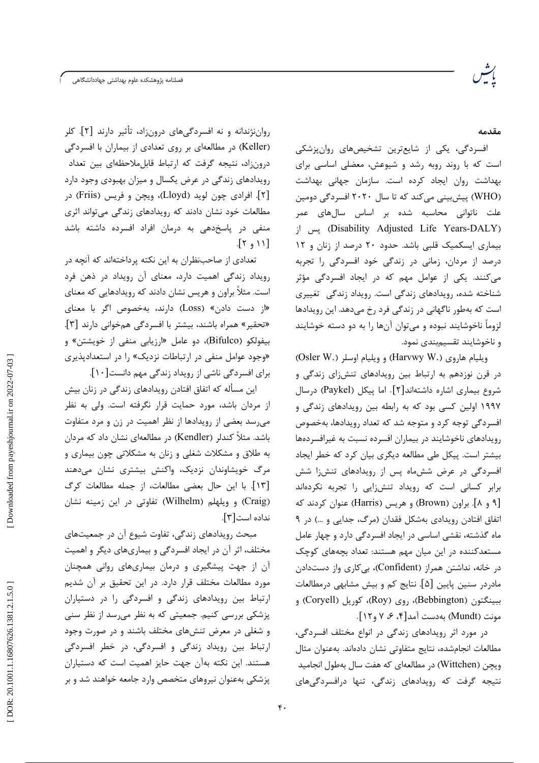## مقدمه

افسردگی، یکی از شایع‌ترین تشخیص‌های روان‌پزشکی است که با روند روبه رشد و شیوعش، معضلی اساسی برای بهداشت روان ایجاد کرده است. سازمان جهانی بهداشت (WHO) پیش‌بینی می‌کند که تا سال ۲۰۲۰ افسردگی دومین علت ناتوانی محاسبه شده بر اساس سال‌های عمر (Disability Adjusted Life Years-DALY) پس از بیماری ایسکمیک قلبی باشد. حدود ۲۰ درصد از زنان و ۱۲ درصد از مردان، زمانی در زندگی خود افسردگی را تجربه می‌کنند. یکی از عوامل مهم که در ایجاد افسردگی مؤثر شناخته شده، رویدادهای زندگی است. رویداد زندگی تغییری است که به‌طور ناگهانی در زندگی فرد رخ می‌دهد. این رویدادها لزوماً ناخوشایند نبوده و می‌توان آن‌ها را به دو دسته خوشایند و ناخوشایند تقسیم‌بندی نمود.

ویلیام هاروی (Harvwy W.) و ویلیام اوسلر (Osler W.) در قرن نوزدهم به ارتباط بین رویدادهای تنش‌زای زندگی و شروع بیماری اشاره داشته‌اند[۲]. اما پیکل (Paykel) درسال ۱۹۹۷ اولین کسی بود که به رابطه بین رویدادهای زندگی و افسردگی توجه کرد و متوجه شد که تعداد رویدادها، به‌خصوص رویدادهای ناخوشایند در بیماران افسرده نسبت به غیرافسرده‌ها بیشتر است. پیکل طی مطالعه دیگری بیان کرد که خطر ایجاد افسردگی در عرض شش‌ماه پس از رویدادهای تنش‌زا شش برابر کسانی است که رویداد تنش‌زایی را تجربه نکرده‌اند [۹ و ۸]. براون (Brown) و هریس (Harris) عنوان کردند که اتفاق افتادن رویدادی به‌شکل فقدان (مرگ، جدایی و ...) در ۹ ماه گذشته، نقشی اساسی در ایجاد افسردگی دارد و چهار عامل مستعدکننده در این میان مهم هستند: تعداد بچه‌های کوچک در خانه، نداشتن همراز (Confident)، بی‌کاری واز دست‌دادن مادردر سنین پایین [۵]. نتایج کم و بیش مشابهی درمطالعات ببینگتون (Bebbington)، روی (Roy)، کوریل (Coryell) و مونت (Mundt) به‌دست آمد[۴، ۶، ۷ و۱۲].

در مورد اثر رویدادهای زندگی در انواع مختلف افسردگی، مطالعات انجام‌شده، نتایج متفاوتی نشان داده‌اند. به‌عنوان مثال ویچن (Wittchen) در مطالعه‌ای که هفت سال به‌طول انجامید نتیجه گرفت که رویدادهای زندگی، تنها درافسردگی‌های روان‌نژندانه و نه افسردگی‌های درون‌زاد، تأثیر دارند [۲]. کلر (Keller) در مطالعه‌ای بر روی تعدادی از بیماران با افسردگی درون‌زاد، نتیجه گرفت که ارتباط قابل‌ملاحظه‌ای بین تعداد رویدادهای زندگی در عرض یکسال و میزان بهبودی وجود دارد [۲]. افرادی چون لوید (Lloyd)، ویچن و فریس (Friis) در مطالعات خود نشان دادند که رویدادهای زندگی می‌تواند اثری منفی در پاسخ‌دهی به درمان افراد افسرده داشته باشد [۱۱ و ۲].

تعدادی از صاحب‌نظران به این نکته پرداخته‌اند که آنچه در رویداد زندگی اهمیت دارد، معنای آن رویداد در ذهن فرد است. مثلاً براون و هریس نشان دادند که رویدادهایی که معنای «از دست دادن» (Loss) دارند، به‌خصوص اگر با معنای «تحقیر» همراه باشند، بیشتر با افسردگی هم‌خوانی دارند [۳]. بیفولکو (Bifulco)، دو عامل «ارزیابی منفی از خویشتن» و «وجود عوامل منفی در ارتباطات نزدیک» را در استعدادپذیری برای افسردگی ناشی از رویداد زندگی مهم دانست[۱۰].

این مسأله که اتفاق افتادن رویدادهای زندگی در زنان بیش از مردان باشد، مورد حمایت قرار نگرفته است. ولی به نظر می‌رسد بعضی از رویدادها از نظر اهمیت در زن و مرد متفاوت باشد. مثلاً کندلر (Kendler) در مطالعه‌ای نشان داد که مردان به طلاق و مشکلات شغلی و زنان به مشکلاتی چون بیماری و مرگ خویشاوندان نزدیک، واکنش بیشتری نشان می‌دهند [۱۳]. با این حال بعضی مطالعات، از جمله مطالعات کرگ (Craig) و ویلهلم (Wilhelm) تفاوتی در این زمینه نشان نداده است[۳].

مبحث رویدادهای زندگی، تفاوت شیوع آن در جمعیت‌های مختلف، اثر آن در ایجاد افسردگی و بیماری‌های دیگر و اهمیت آن از جهت پیشگیری و درمان بیماری‌های روانی همچنان مورد مطالعات مختلف قرار دارد. در این تحقیق بر آن شدیم ارتباط بین رویدادهای زندگی و افسردگی را در دستیاران پزشکی بررسی کنیم. جمعیتی که به نظر می‌رسد از نظر سنی و شغلی در معرض تنش‌های مختلف باشند و در صورت وجود ارتباط بین رویداد زندگی و افسردگی، در خطر افسردگی هستند. این نکته به‌آن جهت حایز اهمیت است که دستیاران پزشکی به‌عنوان نیروهای متخصص وارد جامعه خواهند شد و بر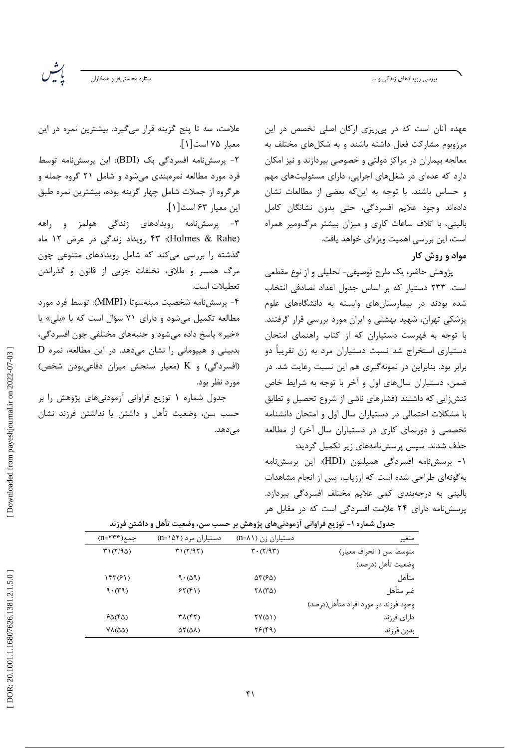عهده آنان است که در پی‌ریزی ارکان اصلی تخصص در این مرزوبوم مشارکت فعال داشته باشند و به شکل‌های مختلف به معالجه بیماران در مراکز دولتی و خصوصی بپردازند و نیز امکان دارد که عده‌ای در شغل‌های اجرایی، دارای مسئولیت‌های مهم و حساس باشند. با توجه به این‌که بعضی از مطالعات نشان داده‌اند وجود علایم افسردگی، حتی بدون نشانگان کامل بالینی، با اتلاف ساعات کاری و میزان بیشتر مرگ‌ومیر همراه است، این بررسی اهمیت ویژه‌ای خواهد یافت.

## مواد و روش کار

پژوهش حاضر، یک طرح توصیفی- تحلیلی و از نوع مقطعی است. ۲۳۳ دستیار که بر اساس جدول اعداد تصادفی انتخاب شده بودند در بیمارستان‌های وابسته به دانشگاه‌های علوم پزشکی تهران، شهید بهشتی و ایران مورد بررسی قرار گرفتند. با توجه به فهرست دستیاران که از کتاب راهنمای امتحان دستیاری استخراج شد نسبت دستیاران مرد به زن تقریباً دو برابر بود. بنابراین در نمونه‌گیری هم این نسبت رعایت شد. در ضمن، دستیاران سال‌های اول و آخر با توجه به شرایط خاص تنش‌زایی که داشتند (فشارهای ناشی از شروع تحصیل و تطابق با مشکلات احتمالی در دستیاران سال اول و امتحان دانشنامه تخصصی و دورنمای کاری در دستیاران سال آخر) از مطالعه حذف شدند. سپس پرسش‌نامه‌های زیر تکمیل گردید:

۱- پرسش‌نامه افسردگی همیلتون (HDI): این پرسش‌نامه به‌گونه‌ای طراحی شده است که ارزیاب، پس از انجام مشاهدات بالینی به درجه‌بندی کمی علایم مختلف افسردگی بپردازد. پرسش‌نامه دارای ۲۴ علامت افسردگی است که در مقابل هر علامت، سه تا پنج گزینه قرار می‌گیرد. بیشترین نمره در این معیار ۷۵ است[۱].

۲- پرسش‌نامه افسردگی بک (BDI): این پرسش‌نامه توسط فرد مورد مطالعه نمره‌بندی می‌شود و شامل ۲۱ گروه جمله و هرگروه از جملات شامل چهار گزینه بوده، بیشترین نمره طبق این معیار ۶۳ است[۱].

۳- پرسش‌نامه رویدادهای زندگی هولمز و راهه (Holmes & Rahe): ۴۳ رویداد زندگی در عرض ۱۲ ماه گذشته را بررسی می‌کند که شامل رویدادهای متنوعی چون مرگ همسر و طلاق، تخلفات جزیی از قانون و گذراندن تعطیلات است.

۴- پرسش‌نامه شخصیت مینه‌سوتا (MMPI): توسط فرد مورد مطالعه تکمیل می‌شود و دارای ۷۱ سؤال است که با «بلی» یا «خیر» پاسخ داده می‌شود و جنبه‌های مختلفی چون افسردگی، بدبینی و هیپومانی را نشان می‌دهد. در این مطالعه، نمره D (افسردگی) و K (معیار سنجش میزان دفاعی‌بودن شخص) مورد نظر بود.

جدول شماره ۱ توزیع فراوانی آزمودنی‌های پژوهش را بر حسب سن، وضعیت تأهل و داشتن یا نداشتن فرزند نشان می‌دهد.

**جدول شماره ۱- توزیع فراوانی آزمودنی‌های پژوهش بر حسب سن، وضعیت تأهل و داشتن فرزند**

| متغیر | دستیاران زن (n=۸۱) | دستیاران مرد (n=۱۵۲) | جمع(n=۲۳۳) |
|---|---|---|---|
| متوسط سن ( انحراف معیار) | ۳۰(۲/۹۳) | ۳۱(۲/۹۲) | ۳۱(۲/۹۵) |
| وضعیت تأهل (درصد) | | | |
| متأهل | ۵۳(۶۵) | ۹۰(۵۹) | ۱۴۳(۶۱) |
| غیر متأهل | ۲۸(۳۵) | ۶۲(۴۱) | ۹۰(۳۹) |
| وجود فرزند در مورد افراد متأهل(درصد) | | | |
| دارای فرزند | ۲۷(۵۱) | ۳۸(۴۲) | ۶۵(۴۵) |
| بدون فرزند | ۲۶(۴۹) | ۵۲(۵۸) | ۷۸(۵۵) |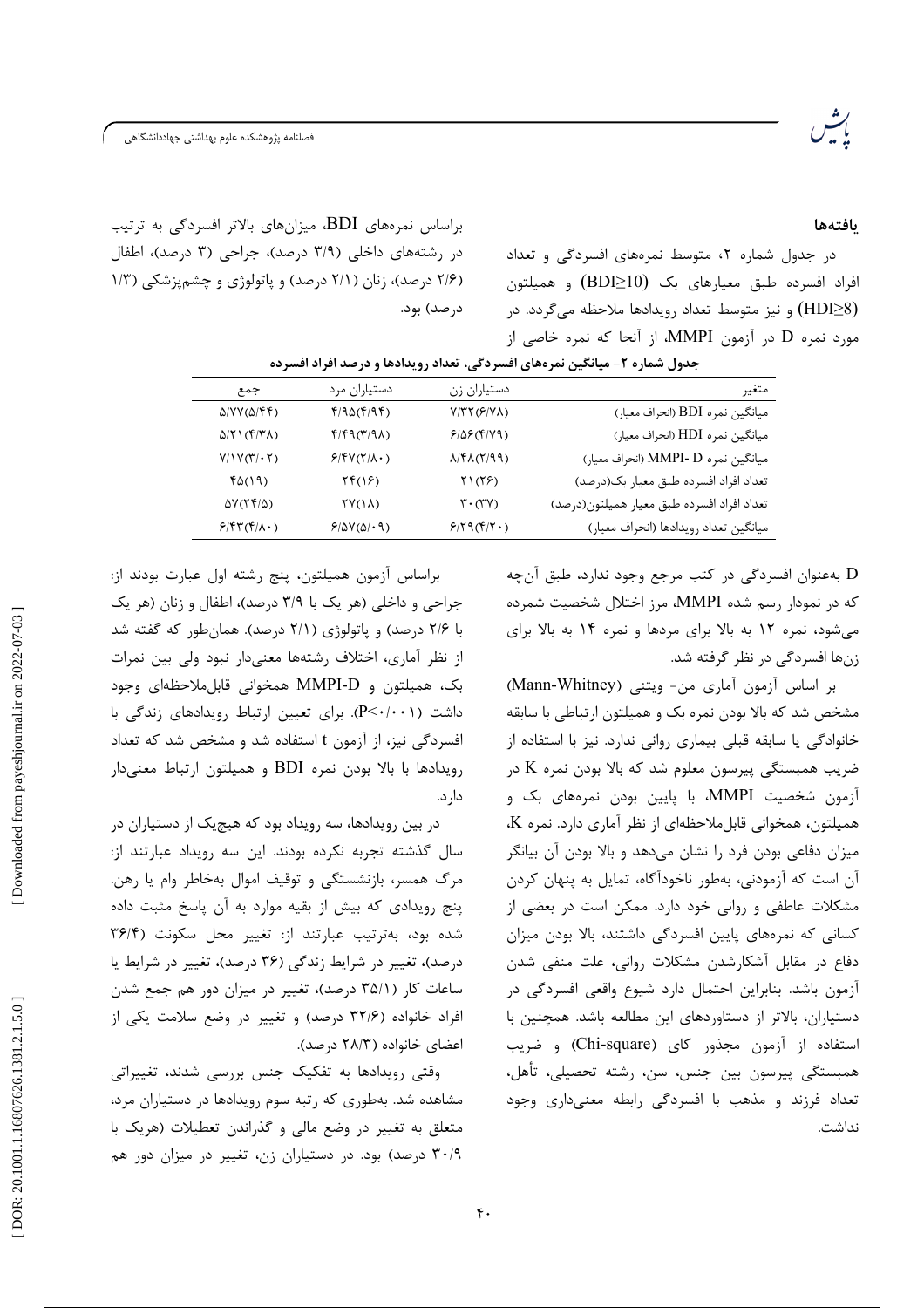## یافته‌ها

در جدول شماره ۲، متوسط نمره‌های افسردگی و تعداد افراد افسرده طبق معیارهای بک $(BDI\geq10)$ و همیلتون $(HDI\geq8)$ و نیز متوسط تعداد رویدادها ملاحظه می‌گردد. در مورد نمره D در آزمون MMPI، از آنجا که نمره خاصی از D به‌عنوان افسردگی در کتب مرجع وجود ندارد، طبق آن‌چه که در نمودار رسم شده MMPI، مرز اختلال شخصیت شمرده می‌شود، نمره ۱۲ به بالا برای مردها و نمره ۱۴ به بالا برای زن‌ها افسردگی در نظر گرفته شد.

**جدول شماره ۲- میانگین نمره‌های افسردگی، تعداد رویدادها و درصد افراد افسرده**

| متغیر | دستیاران زن | دستیاران مرد | جمع |
|---|---|---|---|
| میانگین نمره BDI (انحراف معیار) | ۷/۳۲(۶/۷۸) | ۴/۹۵(۴/۹۴) | ۵/۷۷(۵/۴۴) |
| میانگین نمره HDI (انحراف معیار) | ۶/۵۶(۴/۷۹) | ۴/۴۹(۳/۹۸) | ۵/۲۱(۴/۳۸) |
| میانگین نمره MMPI- D (انحراف معیار) | ۸/۴۸(۲/۹۹) | ۶/۴۷(۲/۸۰) | ۷/۱۷(۳/۰۲) |
| تعداد افراد افسرده طبق معیار بک(درصد) | ۲۱(۲۶) | ۲۴(۱۶) | ۴۵(۱۹) |
| تعداد افراد افسرده طبق معیار همیلتون(درصد) | ۳۰(۳۷) | ۲۷(۱۸) | ۵۷(۲۴/۵) |
| میانگین تعداد رویدادها (انحراف معیار) | ۶/۲۹(۴/۲۰) | ۶/۵۷(۵/۰۹) | ۶/۴۳(۴/۸۰) |

بر اساس آزمون آماری من- ویتنی (Mann-Whitney) مشخص شد که بالا بودن نمره بک و همیلتون ارتباطی با سابقه خانوادگی یا سابقه قبلی بیماری روانی ندارد. نیز با استفاده از ضریب همبستگی پیرسون معلوم شد که بالا بودن نمره K در آزمون شخصیت MMPI، با پایین بودن نمره‌های بک و همیلتون، همخوانی قابل‌ملاحظه‌ای از نظر آماری دارد. نمره K، میزان دفاعی بودن فرد را نشان می‌دهد و بالا بودن آن بیانگر آن است که آزمودنی، به‌طور ناخودآگاه، تمایل به پنهان کردن مشکلات عاطفی و روانی خود دارد. ممکن است در بعضی از کسانی که نمره‌های پایین افسردگی داشتند، بالا بودن میزان دفاع در مقابل آشکارشدن مشکلات روانی، علت منفی شدن آزمون باشد. بنابراین احتمال دارد شیوع واقعی افسردگی در دستیاران، بالاتر از دستاوردهای این مطالعه باشد. همچنین با استفاده از آزمون مجذور کای (Chi-square) و ضریب همبستگی پیرسون بین جنس، سن، رشته تحصیلی، تأهل، تعداد فرزند و مذهب با افسردگی رابطه معنی‌داری وجود نداشت.

براساس نمره‌های BDI، میزان‌های بالاتر افسردگی به ترتیب در رشته‌های داخلی (۳/۹ درصد)، جراحی (۳ درصد)، اطفال (۲/۶ درصد)، زنان (۲/۱ درصد) و پاتولوژی و چشم‌پزشکی (۱/۳ درصد) بود.

براساس آزمون همیلتون، پنج رشته اول عبارت بودند از: جراحی و داخلی (هر یک با ۳/۹ درصد)، اطفال و زنان (هر یک با ۲/۶ درصد) و پاتولوژی (۲/۱ درصد). همان‌طور که گفته شد از نظر آماری، اختلاف رشته‌ها معنی‌دار نبود ولی بین نمرات بک، همیلتون و MMPI-D همخوانی قابل‌ملاحظه‌ای وجود داشت $(P<0/001)$. برای تعیین ارتباط رویدادهای زندگی با افسردگی نیز، از آزمون t استفاده شد و مشخص شد که تعداد رویدادها با بالا بودن نمره BDI و همیلتون ارتباط معنی‌دار دارد.

در بین رویدادها، سه رویداد بود که هیچ‌یک از دستیاران در سال گذشته تجربه نکرده بودند. این سه رویداد عبارتند از: مرگ همسر، بازنشستگی و توقیف اموال به‌خاطر وام یا رهن. پنج رویدادی که بیش از بقیه موارد به آن پاسخ مثبت داده شده بود، به‌ترتیب عبارتند از: تغییر محل سکونت (۳۶/۴ درصد)، تغییر در شرایط زندگی (۳۶ درصد)، تغییر در شرایط یا ساعات کار (۳۵/۱ درصد)، تغییر در میزان دور هم جمع شدن افراد خانواده (۳۲/۶ درصد) و تغییر در وضع سلامت یکی از اعضای خانواده (۲۸/۳ درصد).

وقتی رویدادها به تفکیک جنس بررسی شدند، تغییراتی مشاهده شد. به‌طوری که رتبه سوم رویدادها در دستیاران مرد، متعلق به تغییر در وضع مالی و گذراندن تعطیلات (هریک با ۳۰/۹ درصد) بود. در دستیاران زن، تغییر در میزان دور هم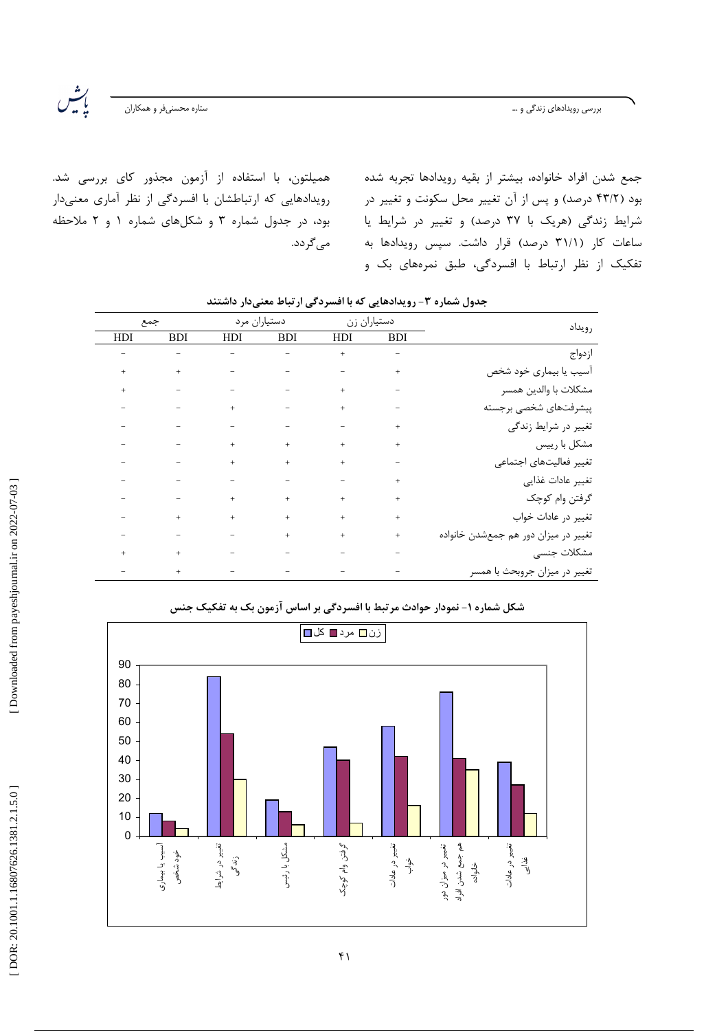جمع شدن افراد خانواده، بیشتر از بقیه رویدادها تجربه شده بود (۴۳/۲ درصد) و پس از آن تغییر محل سکونت و تغییر در شرایط زندگی (هریک با ۳۷ درصد) و تغییر در شرایط یا ساعات کار (۳۱/۱ درصد) قرار داشت. سپس رویدادها به تفکیک از نظر ارتباط با افسردگی، طبق نمره‌های بک و همیلتون، با استفاده از آزمون مجذور کای بررسی شد. رویدادهایی که ارتباطشان با افسردگی از نظر آماری معنی‌دار بود، در جدول شماره ۳ و شکل‌های شماره ۱ و ۲ ملاحظه می‌گردد.

**جدول شماره ۳- رویدادهایی که با افسردگی ارتباط معنی‌دار داشتند**

| رویداد | دستیاران زن | | دستیاران مرد | | جمع | |
|---|---|---|---|---|---|---|
| | BDI | HDI | BDI | HDI | BDI | HDI |
| ازدواج | − | + | − | − | − | − |
| آسیب یا بیماری خود شخص | + | − | − | − | + | + |
| مشکلات با والدین همسر | − | + | − | − | − | + |
| پیشرفت‌های شخصی برجسته | − | + | − | + | − | − |
| تغییر در شرایط زندگی | + | − | − | − | − | − |
| مشکل با رییس | + | + | + | + | − | − |
| تغییر فعالیت‌های اجتماعی | − | + | + | + | − | − |
| تغییر عادات غذایی | + | − | − | − | − | − |
| گرفتن وام کوچک | + | + | + | + | − | − |
| تغییر در عادات خواب | + | + | + | + | + | − |
| تغییر در میزان دور هم جمع‌شدن خانواده | + | + | + | − | − | − |
| مشکلات جنسی | − | − | − | − | + | + |
| تغییر در میزان جروبحث با همسر | − | − | − | − | + | − |

**شکل شماره ۱- نمودار حوادث مرتبط با افسردگی بر اساس آزمون بک به تفکیک جنس**

| رویداد | کل | مرد | زن |
|---|---|---|---|
| آسیب یا بیماری خود شخص | 12 | 8 | 4 |
| تغییر در شرایط زندگی | 84 | 54 | 30 |
| مشکل با رئیس | 19 | 13 | 6 |
| گرفتن وام کوچک | 47 | 40 | 7 |
| تغییر در عادات خواب | 58 | 42 | 16 |
| تغییر در میزان دور هم جمع شدن افراد خانواده | 76 | 41 | 35 |
| تغییر در عادات غذایی | 39 | 27 | 12 |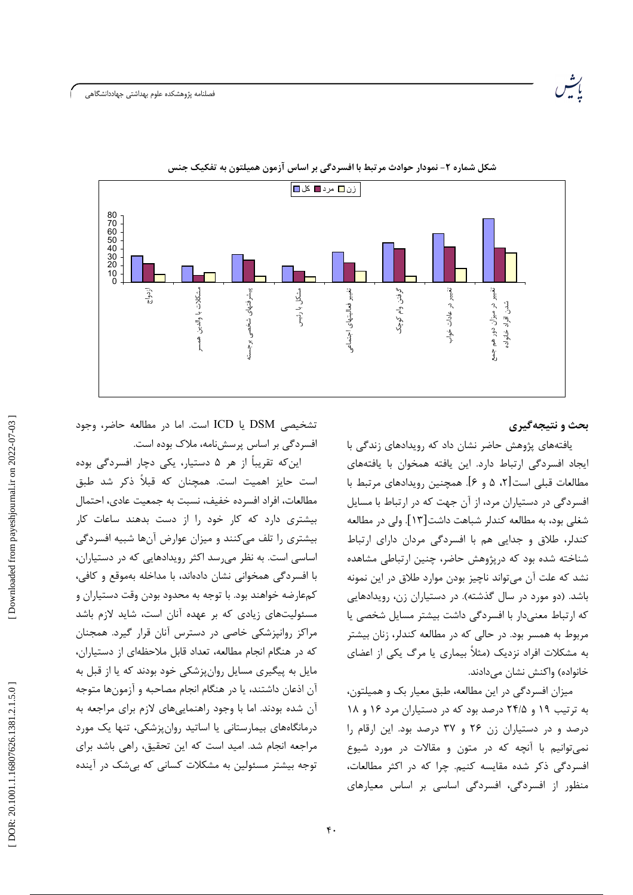شکل شماره ۲- نمودار حوادث مرتبط با افسردگی بر اساس آزمون همیلتون به تفکیک جنس

## بحث و نتیجه‌گیری

یافته‌های پژوهش حاضر نشان داد که رویدادهای زندگی با ایجاد افسردگی ارتباط دارد. این یافته همخوان با یافته‌های مطالعات قبلی است[۲، ۵ و ۶]. همچنین رویدادهای مرتبط با افسردگی در دستیاران مرد، از آن جهت که در ارتباط با مسایل شغلی بود، به مطالعه کندلر شباهت داشت[۱۳]. ولی در مطالعه کندلر، طلاق و جدایی هم با افسردگی مردان دارای ارتباط شناخته شده بود که درپژوهش حاضر، چنین ارتباطی مشاهده نشد که علت آن می‌تواند ناچیز بودن موارد طلاق در این نمونه باشد. (دو مورد در سال گذشته). در دستیاران زن، رویدادهایی که ارتباط معنی‌دار با افسردگی داشت بیشتر مسایل شخصی یا مربوط به همسر بود. در حالی که در مطالعه کندلر، زنان بیشتر به مشکلات افراد نزدیک (مثلاً بیماری یا مرگ یکی از اعضای خانواده) واکنش نشان می‌دادند.

میزان افسردگی در این مطالعه، طبق معیار بک و همیلتون، به ترتیب ۱۹ و ۲۴/۵ درصد بود که در دستیاران مرد ۱۶ و ۱۸ درصد و در دستیاران زن ۲۶ و ۳۷ درصد بود. این ارقام را نمی‌توانیم با آنچه که در متون و مقالات در مورد شیوع افسردگی ذکر شده مقایسه کنیم. چرا که در اکثر مطالعات، منظور از افسردگی، افسردگی اساسی بر اساس معیارهای تشخیصی DSM یا ICD است. اما در مطالعه حاضر، وجود افسردگی بر اساس پرسش‌نامه، ملاک بوده است.

این‌که تقریباً از هر ۵ دستیار، یکی دچار افسردگی بوده است حایز اهمیت است. همچنان که قبلاً ذکر شد طبق مطالعات، افراد افسرده خفیف، نسبت به جمعیت عادی، احتمال بیشتری دارد که کار خود را از دست بدهند ساعات کار بیشتری را تلف می‌کنند و میزان عوارض آن‌ها شبیه افسردگی اساسی است. به نظر می‌رسد اکثر رویدادهایی که در دستیاران، با افسردگی همخوانی نشان داده‌اند، با مداخله به‌موقع و کافی، کم‌عارضه خواهند بود. با توجه به محدود بودن وقت دستیاران و مسئولیت‌های زیادی که بر عهده آنان است، شاید لازم باشد مراکز روانپزشکی خاصی در دسترس آنان قرار گیرد. همچنان که در هنگام انجام مطالعه، تعداد قابل ملاحظه‌ای از دستیاران، مایل به پیگیری مسایل روان‌پزشکی خود بودند که یا از قبل به آن اذعان داشتند، یا در هنگام انجام مصاحبه و آزمون‌ها متوجه آن شده بودند. اما با وجود راهنمایی‌های لازم برای مراجعه به درمانگاه‌های بیمارستانی یا اساتید روان‌پزشکی، تنها یک مورد مراجعه انجام شد. امید است که این تحقیق، راهی باشد برای توجه بیشتر مسئولین به مشکلات کسانی که بی‌شک در آینده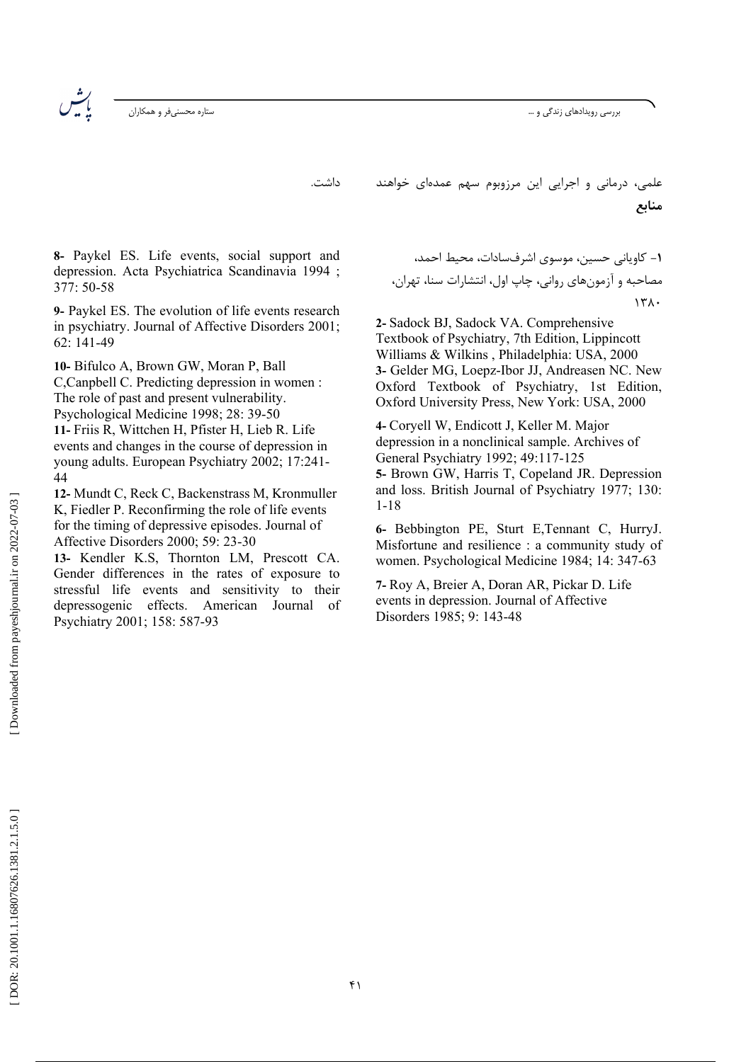علمی، درمانی و اجرایی این مرزوبوم سهم عمده‌ای خواهند داشت.

**منابع**

۱- کاویانی حسین، موسوی اشرف‌سادات، محیط احمد، مصاحبه و آزمون‌های روانی، چاپ اول، انتشارات سنا، تهران، ۱۳۸۰

**2-** Sadock BJ, Sadock VA. Comprehensive Textbook of Psychiatry, 7th Edition, Lippincott Williams & Wilkins , Philadelphia: USA, 2000

**3-** Gelder MG, Loepz-Ibor JJ, Andreasen NC. New Oxford Textbook of Psychiatry, 1st Edition, Oxford University Press, New York: USA, 2000

**4-** Coryell W, Endicott J, Keller M. Major depression in a nonclinical sample. Archives of General Psychiatry 1992; 49:117-125

**5-** Brown GW, Harris T, Copeland JR. Depression and loss. British Journal of Psychiatry 1977; 130: 1-18

**6-** Bebbington PE, Sturt E,Tennant C, HurryJ. Misfortune and resilience : a community study of women. Psychological Medicine 1984; 14: 347-63

**7-** Roy A, Breier A, Doran AR, Pickar D. Life events in depression. Journal of Affective Disorders 1985; 9: 143-48

**8-** Paykel ES. Life events, social support and depression. Acta Psychiatrica Scandinavia 1994 ; 377: 50-58

**9-** Paykel ES. The evolution of life events research in psychiatry. Journal of Affective Disorders 2001; 62: 141-49

**10-** Bifulco A, Brown GW, Moran P, Ball C,Canpbell C. Predicting depression in women : The role of past and present vulnerability. Psychological Medicine 1998; 28: 39-50

**11-** Friis R, Wittchen H, Pfister H, Lieb R. Life events and changes in the course of depression in young adults. European Psychiatry 2002; 17:241-44

**12-** Mundt C, Reck C, Backenstrass M, Kronmuller K, Fiedler P. Reconfirming the role of life events for the timing of depressive episodes. Journal of Affective Disorders 2000; 59: 23-30

**13-** Kendler K.S, Thornton LM, Prescott CA. Gender differences in the rates of exposure to stressful life events and sensitivity to their depressogenic effects. American Journal of Psychiatry 2001; 158: 587-93